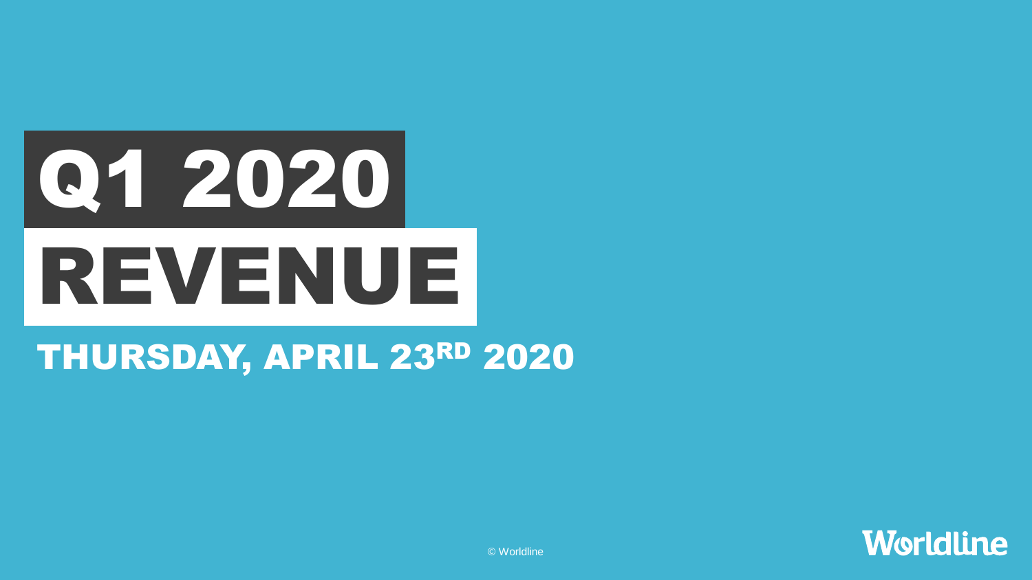# Q1 2020 REVENUE

## THURSDAY, APRIL 23RD 2020

© Worldline

Worldline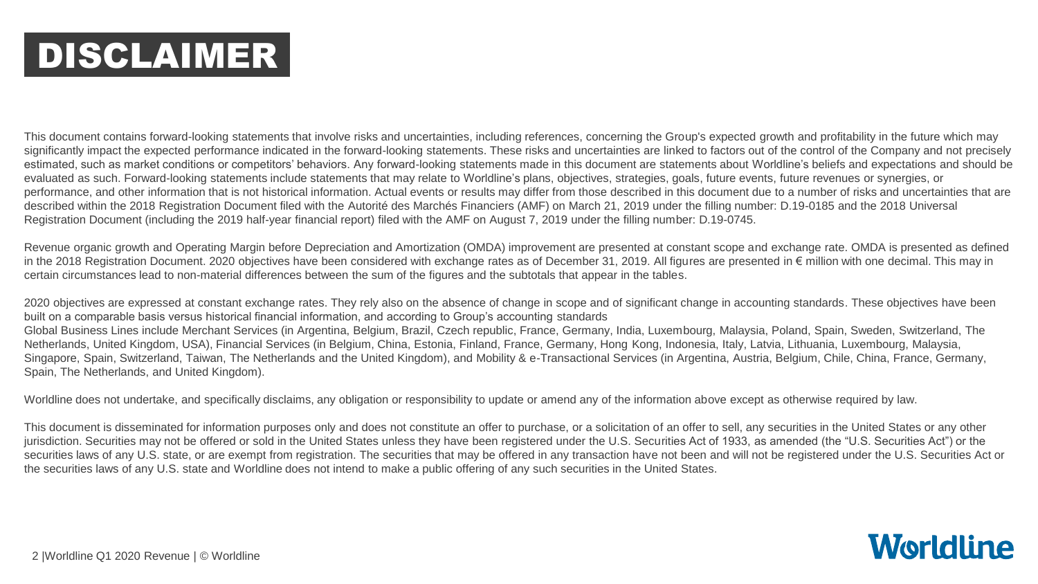# DISCLAIMER

This document contains forward-looking statements that involve risks and uncertainties, including references, concerning the Group's expected growth and profitability in the future which may significantly impact the expected performance indicated in the forward-looking statements. These risks and uncertainties are linked to factors out of the control of the Company and not precisely estimated, such as market conditions or competitors' behaviors. Any forward-looking statements made in this document are statements about Worldline's beliefs and expectations and should be evaluated as such. Forward-looking statements include statements that may relate to Worldline's plans, objectives, strategies, goals, future events, future revenues or synergies, or performance, and other information that is not historical information. Actual events or results may differ from those described in this document due to a number of risks and uncertainties that are described within the 2018 Registration Document filed with the Autorité des Marchés Financiers (AMF) on March 21, 2019 under the filling number: D.19-0185 and the 2018 Universal Registration Document (including the 2019 half-year financial report) filed with the AMF on August 7, 2019 under the filling number: D.19-0745.

Revenue organic growth and Operating Margin before Depreciation and Amortization (OMDA) improvement are presented at constant scope and exchange rate. OMDA is presented as defined in the 2018 Registration Document. 2020 objectives have been considered with exchange rates as of December 31, 2019. All figures are presented in € million with one decimal. This may in certain circumstances lead to non-material differences between the sum of the figures and the subtotals that appear in the tables.

2020 objectives are expressed at constant exchange rates. They rely also on the absence of change in scope and of significant change in accounting standards. These objectives have been built on a comparable basis versus historical financial information, and according to Group's accounting standards
Global Business Lines include Merchant Services (in Argentina, Belgium, Brazil, Czech republic, France, Germany, India, Luxembourg, Malaysia, Poland, Spain, Sweden, Switzerland, The Netherlands, United Kingdom, USA), Financial Services (in Belgium, China, Estonia, Finland, France, Germany, Hong Kong, Indonesia, Italy, Latvia, Lithuania, Luxembourg, Malaysia, Singapore, Spain, Switzerland, Taiwan, The Netherlands and the United Kingdom), and Mobility & e-Transactional Services (in Argentina, Austria, Belgium, Chile, China, France, Germany, Spain, The Netherlands, and United Kingdom).

Worldline does not undertake, and specifically disclaims, any obligation or responsibility to update or amend any of the information above except as otherwise required by law.

This document is disseminated for information purposes only and does not constitute an offer to purchase, or a solicitation of an offer to sell, any securities in the United States or any other jurisdiction. Securities may not be offered or sold in the United States unless they have been registered under the U.S. Securities Act of 1933, as amended (the "U.S. Securities Act") or the securities laws of any U.S. state, or are exempt from registration. The securities that may be offered in any transaction have not been and will not be registered under the U.S. Securities Act or the securities laws of any U.S. state and Worldline does not intend to make a public offering of any such securities in the United States.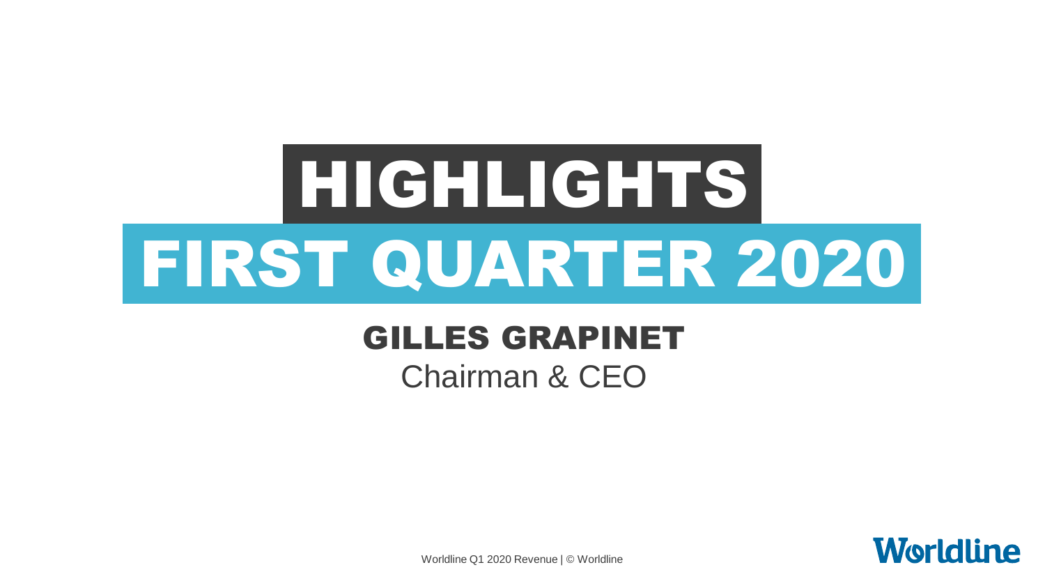# HIGHLIGHTS

# FIRST QUARTER 2020

## GILLES GRAPINET

Chairman & CEO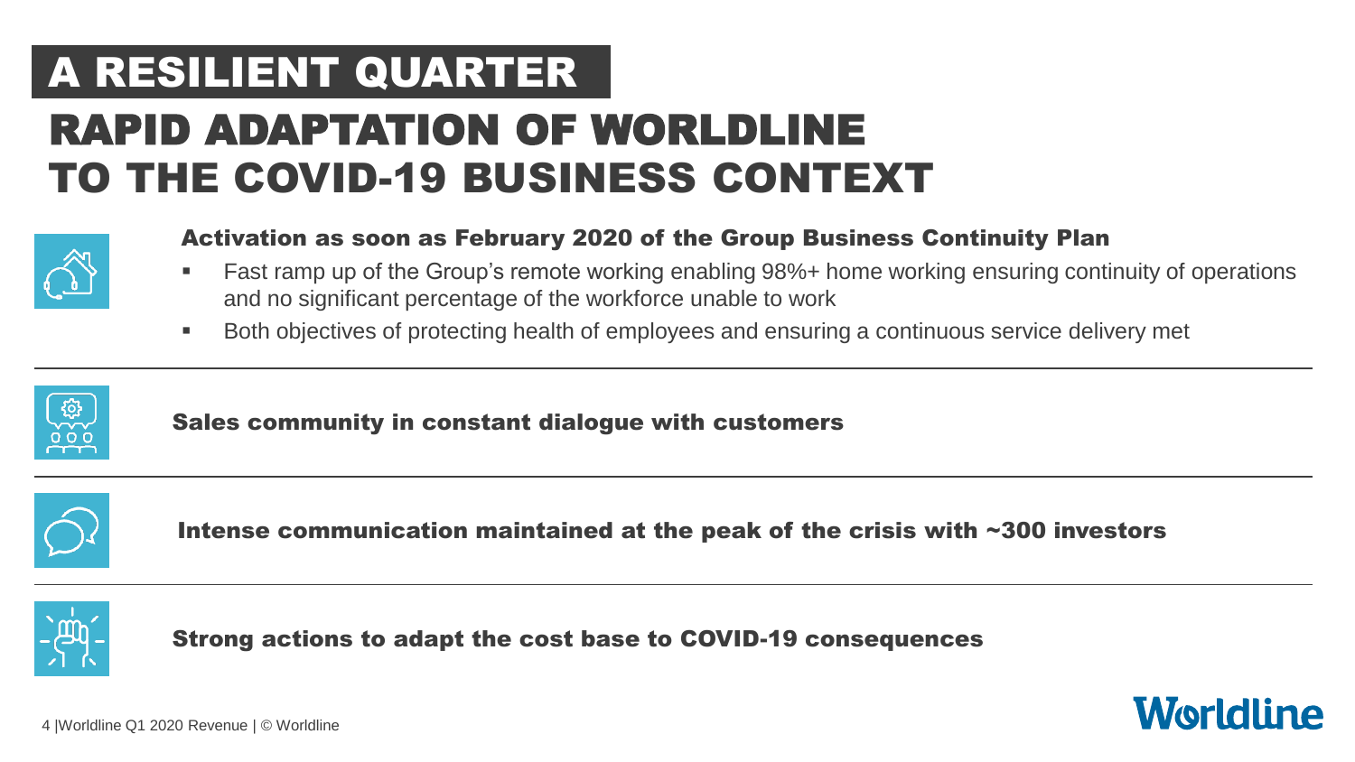# A RESILIENT QUARTER

## RAPID ADAPTATION OF WORLDLINE TO THE COVID-19 BUSINESS CONTEXT

**Activation as soon as February 2020 of the Group Business Continuity Plan**

- Fast ramp up of the Group's remote working enabling 98%+ home working ensuring continuity of operations and no significant percentage of the workforce unable to work
- Both objectives of protecting health of employees and ensuring a continuous service delivery met

**Sales community in constant dialogue with customers**

**Intense communication maintained at the peak of the crisis with ~300 investors**

**Strong actions to adapt the cost base to COVID-19 consequences**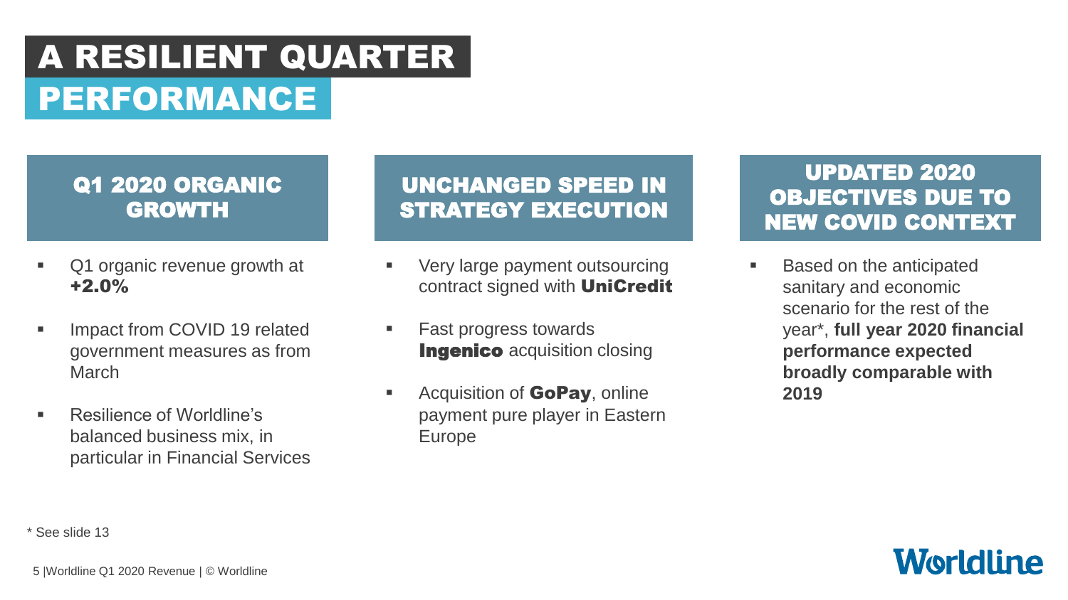# A RESILIENT QUARTER PERFORMANCE

## Q1 2020 ORGANIC GROWTH

- Q1 organic revenue growth at **+2.0%**
- Impact from COVID 19 related government measures as from March
- Resilience of Worldline's balanced business mix, in particular in Financial Services

## UNCHANGED SPEED IN STRATEGY EXECUTION

- Very large payment outsourcing contract signed with **UniCredit**
- Fast progress towards **Ingenico** acquisition closing
- Acquisition of **GoPay**, online payment pure player in Eastern Europe

## UPDATED 2020 OBJECTIVES DUE TO NEW COVID CONTEXT

- Based on the anticipated sanitary and economic scenario for the rest of the year*, **full year 2020 financial performance expected broadly comparable with 2019**

* See slide 13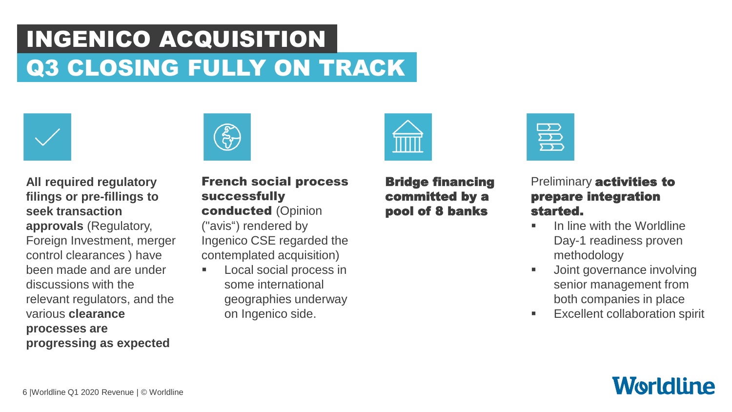# INGENICO ACQUISITION
## Q3 CLOSING FULLY ON TRACK

**All required regulatory filings or pre-fillings to seek transaction approvals** (Regulatory, Foreign Investment, merger control clearances ) have been made and are under discussions with the relevant regulators, and the various **clearance processes are progressing as expected**

**French social process successfully conducted** (Opinion ("avis") rendered by Ingenico CSE regarded the contemplated acquisition)

- Local social process in some international geographies underway on Ingenico side.

**Bridge financing committed by a pool of 8 banks**

Preliminary **activities to prepare integration started.**

- In line with the Worldline Day-1 readiness proven methodology
- Joint governance involving senior management from both companies in place
- Excellent collaboration spirit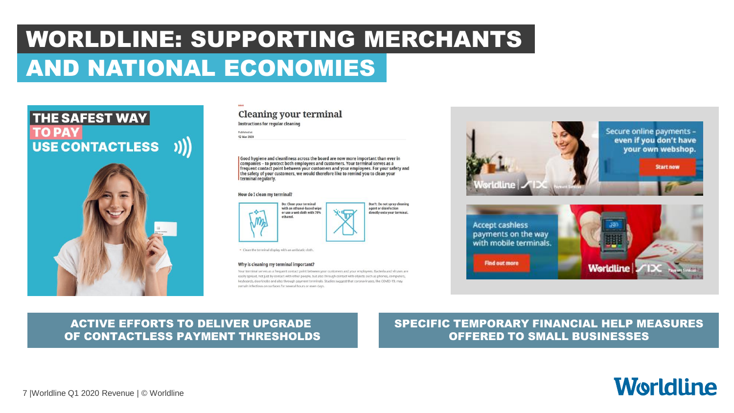# WORLDLINE: SUPPORTING MERCHANTS AND NATIONAL ECONOMIES

THE SAFEST WAY TO PAY USE CONTACTLESS

## Cleaning your terminal

Instructions for regular cleaning

Published at 12 Mar 2020

Good hygiene and cleanliness across the board are now more important than ever in companies – to protect both employees and customers. Your terminal serves as a frequent contact point between your customers and your employees. For your safety and the safety of your customers, we would therefore like to remind you to clean your terminal regularly.

### How do I clean my terminal?

Do: Clean your terminal with an ethanol-based wipe or use a wet cloth with 70% ethanol.

Don't: Do not spray cleaning agent or disinfection directly onto your terminal.

- Clean the terminal display with an antistatic cloth.

### Why is cleaning my terminal important?

Your terminal serves as a frequent contact point between your customers and your employees. Bacteria and viruses are easily spread, not just by contact with other people, but also through contact with objects such as phones, computers, keyboards, doorknobs and also through payment terminals. Studies suggest that coronaviruses, like COVID-19, may remain infectious on surfaces for several hours or even days.

Secure online payments – even if you don't have your own webshop. Start now

Accept cashless payments on the way with mobile terminals. Find out more

**ACTIVE EFFORTS TO DELIVER UPGRADE OF CONTACTLESS PAYMENT THRESHOLDS**

**SPECIFIC TEMPORARY FINANCIAL HELP MEASURES OFFERED TO SMALL BUSINESSES**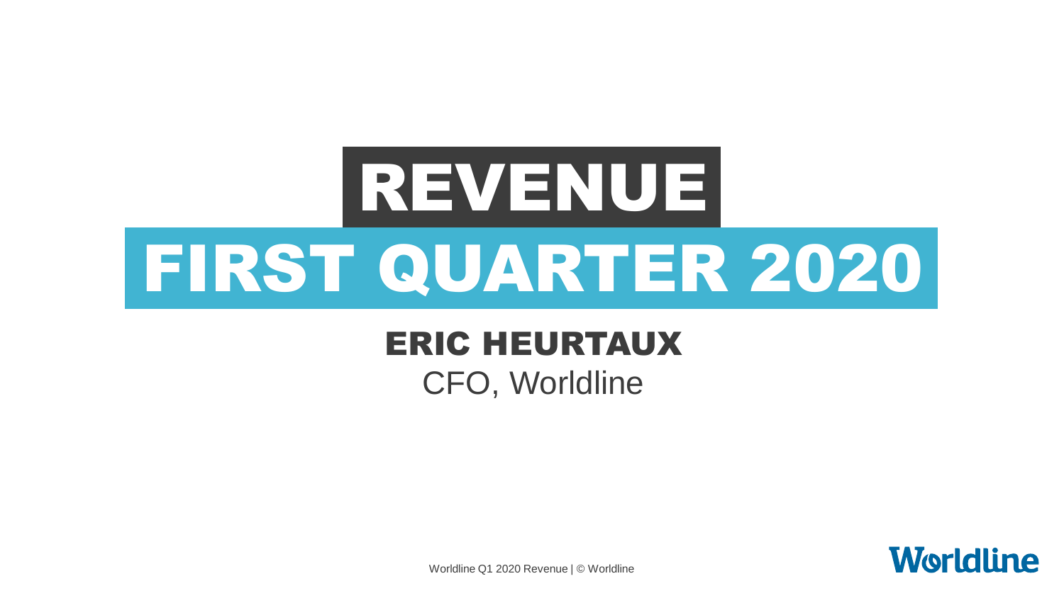# REVENUE

# FIRST QUARTER 2020

**ERIC HEURTAUX**

CFO, Worldline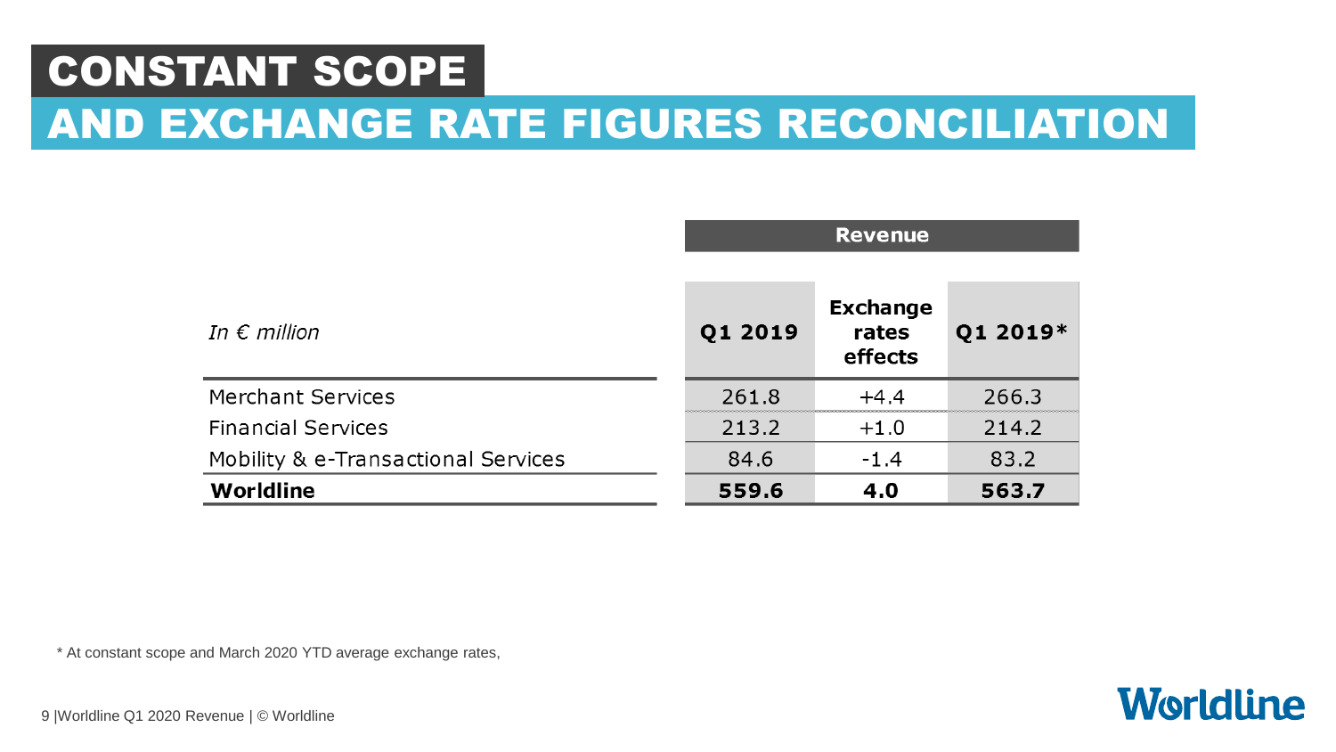# CONSTANT SCOPE
## AND EXCHANGE RATE FIGURES RECONCILIATION

| | Revenue | | |
|---|---|---|---|
| *In € million* | **Q1 2019** | **Exchange rates effects** | **Q1 2019*** |
| Merchant Services | 261.8 | +4.4 | 266.3 |
| Financial Services | 213.2 | +1.0 | 214.2 |
| Mobility & e-Transactional Services | 84.6 | -1.4 | 83.2 |
| **Worldline** | **559.6** | **4.0** | **563.7** |

* At constant scope and March 2020 YTD average exchange rates,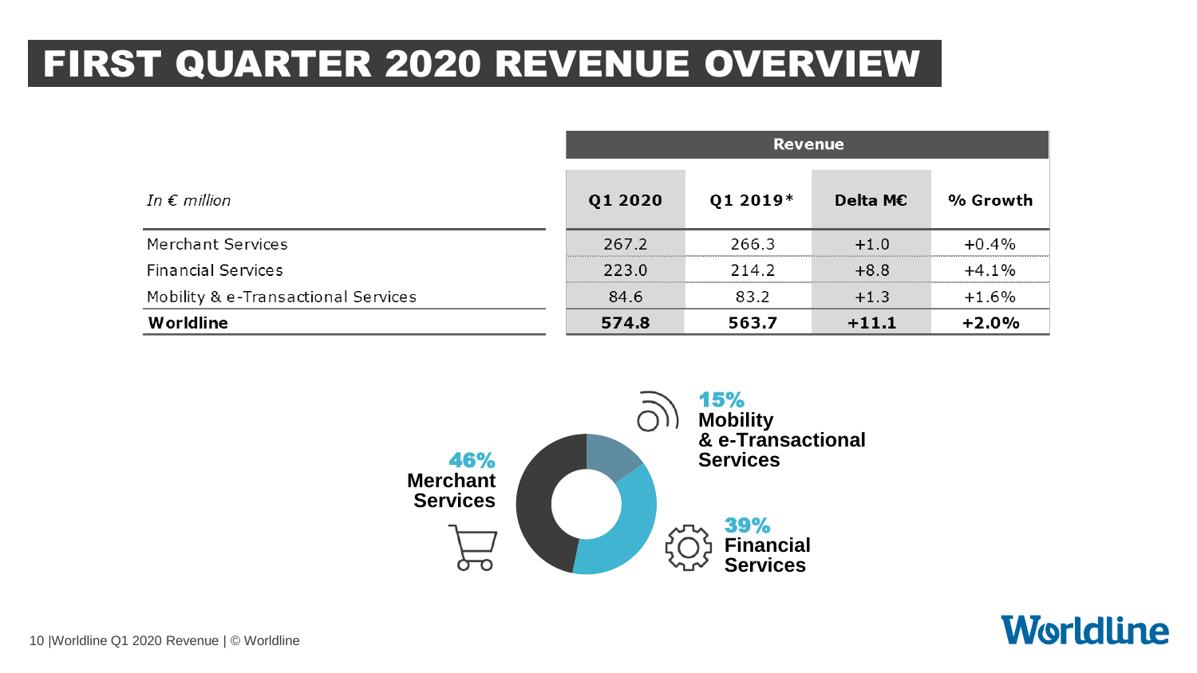# FIRST QUARTER 2020 REVENUE OVERVIEW

| *In € million* | Revenue | | | |
|---|---|---|---|---|
| | Q1 2020 | Q1 2019* | Delta M€ | % Growth |
| Merchant Services | 267.2 | 266.3 | +1.0 | +0.4% |
| Financial Services | 223.0 | 214.2 | +8.8 | +4.1% |
| Mobility & e-Transactional Services | 84.6 | 83.2 | +1.3 | +1.6% |
| **Worldline** | **574.8** | **563.7** | **+11.1** | **+2.0%** |

**46%** Merchant Services

**39%** Financial Services

**15%** Mobility & e-Transactional Services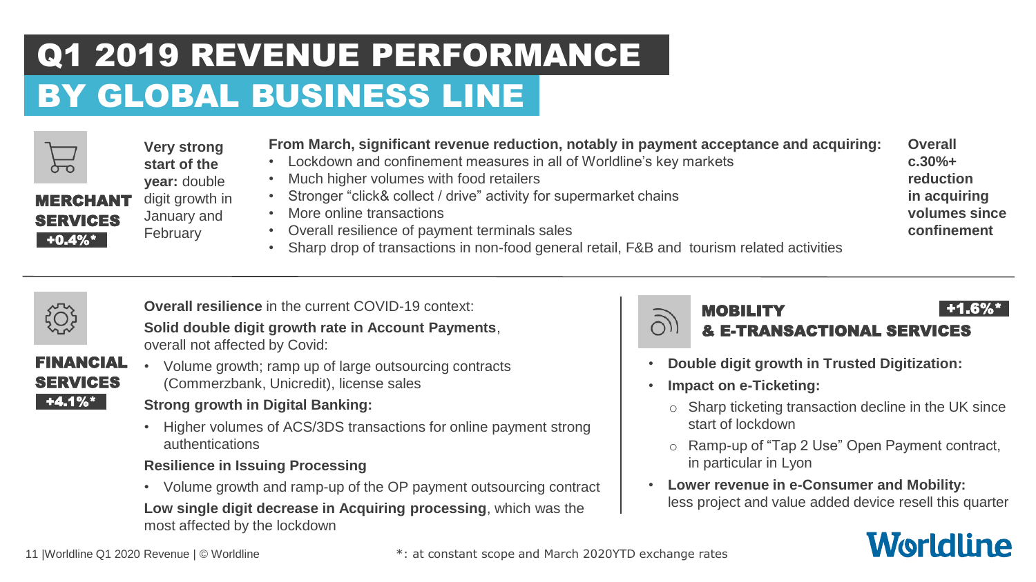# Q1 2019 REVENUE PERFORMANCE
# BY GLOBAL BUSINESS LINE

## MERCHANT SERVICES +0.4%*

**Very strong start of the year:** double digit growth in January and February

**From March, significant revenue reduction, notably in payment acceptance and acquiring:**

- Lockdown and confinement measures in all of Worldline's key markets
- Much higher volumes with food retailers
- Stronger "click& collect / drive" activity for supermarket chains
- More online transactions
- Overall resilience of payment terminals sales
- Sharp drop of transactions in non-food general retail, F&B and tourism related activities

**Overall c.30%+ reduction in acquiring volumes since confinement**

## FINANCIAL SERVICES +4.1%*

**Overall resilience** in the current COVID-19 context:

**Solid double digit growth rate in Account Payments**, overall not affected by Covid:

- Volume growth; ramp up of large outsourcing contracts (Commerzbank, Unicredit), license sales

**Strong growth in Digital Banking:**

- Higher volumes of ACS/3DS transactions for online payment strong authentications

**Resilience in Issuing Processing**

- Volume growth and ramp-up of the OP payment outsourcing contract

**Low single digit decrease in Acquiring processing**, which was the most affected by the lockdown

## MOBILITY & E-TRANSACTIONAL SERVICES +1.6%*

- **Double digit growth in Trusted Digitization:**
- **Impact on e-Ticketing:**
  - Sharp ticketing transaction decline in the UK since start of lockdown
  - Ramp-up of "Tap 2 Use" Open Payment contract, in particular in Lyon
- **Lower revenue in e-Consumer and Mobility:** less project and value added device resell this quarter

*: at constant scope and March 2020YTD exchange rates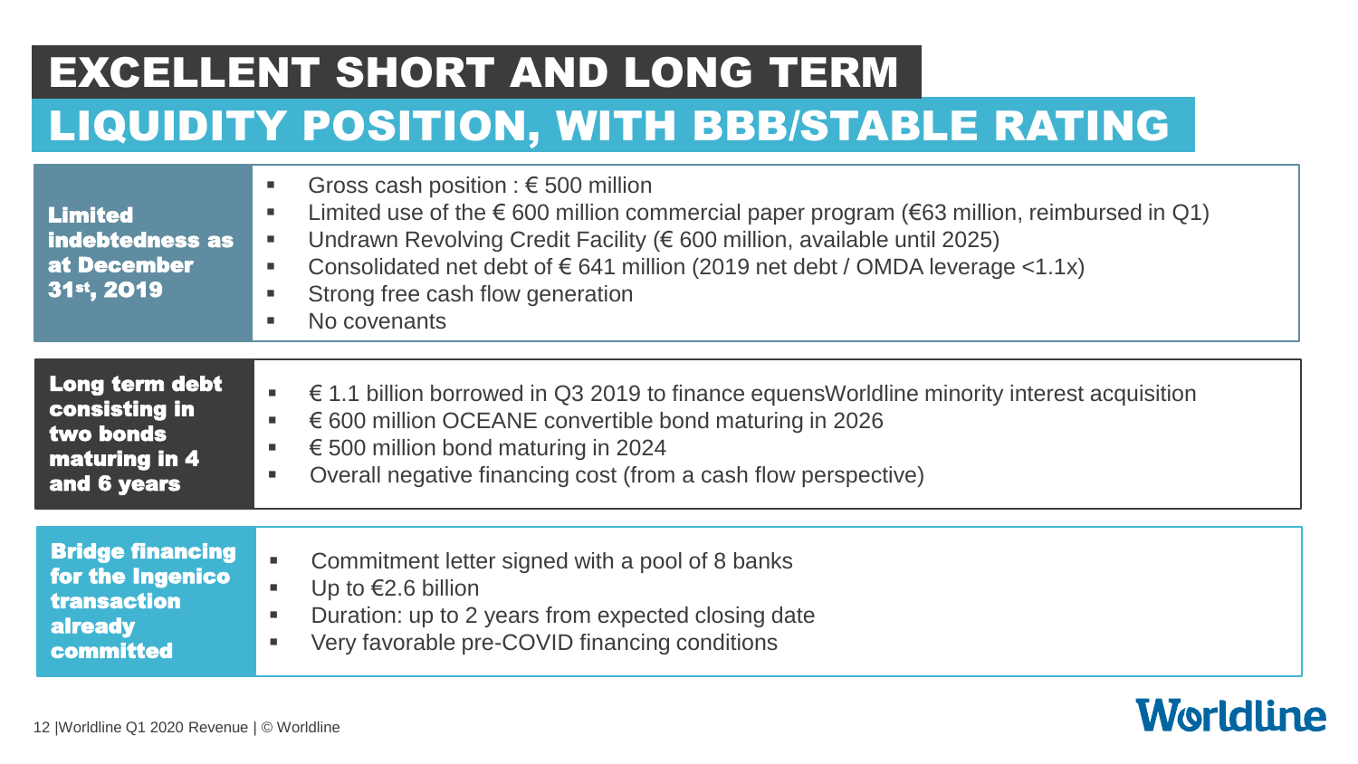# EXCELLENT SHORT AND LONG TERM LIQUIDITY POSITION, WITH BBB/STABLE RATING

**Limited indebtedness as at December 31st, 2019**

- Gross cash position : € 500 million
- Limited use of the € 600 million commercial paper program (€63 million, reimbursed in Q1)
- Undrawn Revolving Credit Facility (€ 600 million, available until 2025)
- Consolidated net debt of € 641 million (2019 net debt / OMDA leverage <1.1x)
- Strong free cash flow generation
- No covenants

**Long term debt consisting in two bonds maturing in 4 and 6 years**

- € 1.1 billion borrowed in Q3 2019 to finance equensWorldline minority interest acquisition
- € 600 million OCEANE convertible bond maturing in 2026
- € 500 million bond maturing in 2024
- Overall negative financing cost (from a cash flow perspective)

**Bridge financing for the Ingenico transaction already committed**

- Commitment letter signed with a pool of 8 banks
- Up to €2.6 billion
- Duration: up to 2 years from expected closing date
- Very favorable pre-COVID financing conditions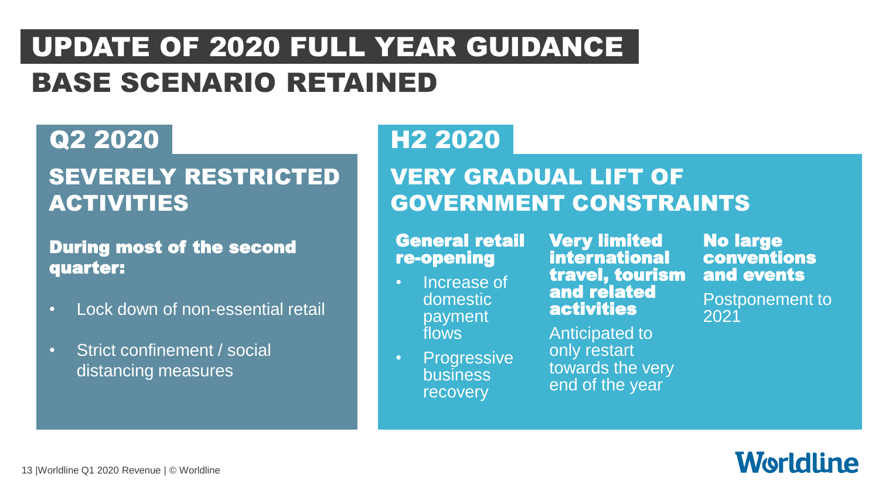# UPDATE OF 2020 FULL YEAR GUIDANCE

## BASE SCENARIO RETAINED

### Q2 2020

### SEVERELY RESTRICTED ACTIVITIES

**During most of the second quarter:**

- Lock down of non-essential retail
- Strict confinement / social distancing measures

### H2 2020

### VERY GRADUAL LIFT OF GOVERNMENT CONSTRAINTS

**General retail re-opening**

- Increase of domestic payment flows
- Progressive business recovery

**Very limited international travel, tourism and related activities**

Anticipated to only restart towards the very end of the year

**No large conventions and events**

Postponement to 2021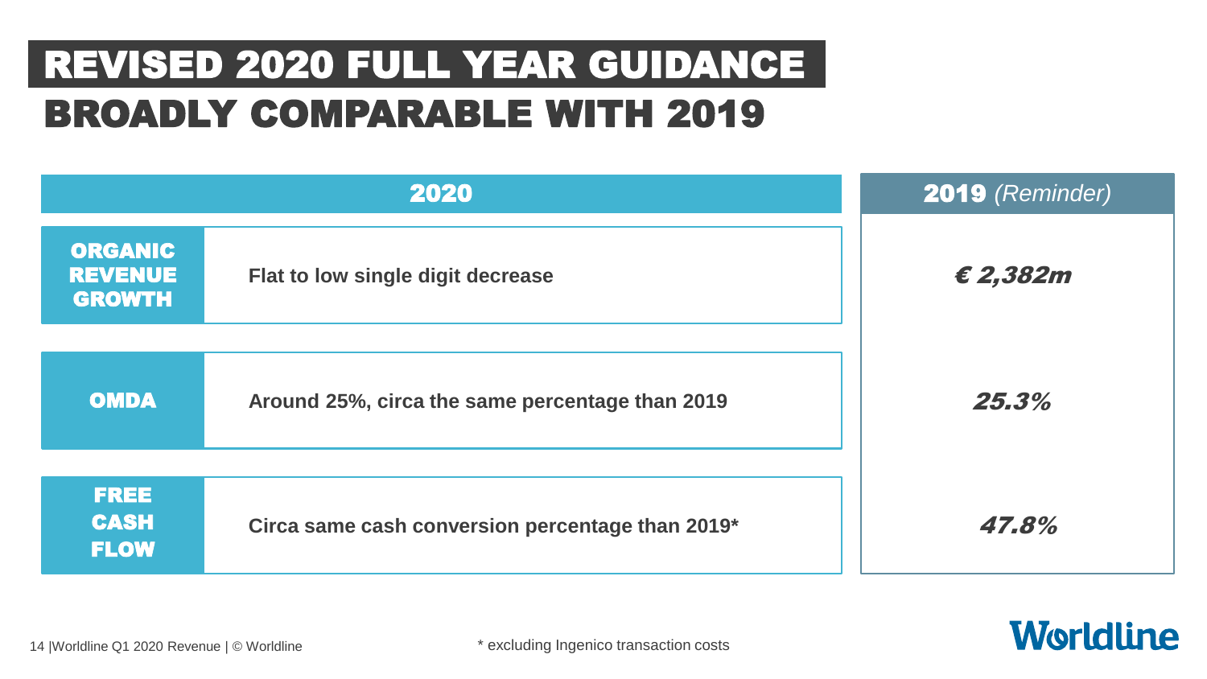# REVISED 2020 FULL YEAR GUIDANCE
## BROADLY COMPARABLE WITH 2019

| | 2020 | 2019 *(Reminder)* |
| --- | --- | --- |
| **ORGANIC REVENUE GROWTH** | **Flat to low single digit decrease** | *€ 2,382m* |
| **OMDA** | **Around 25%, circa the same percentage than 2019** | *25.3%* |
| **FREE CASH FLOW** | **Circa same cash conversion percentage than 2019*** | *47.8%* |

* excluding Ingenico transaction costs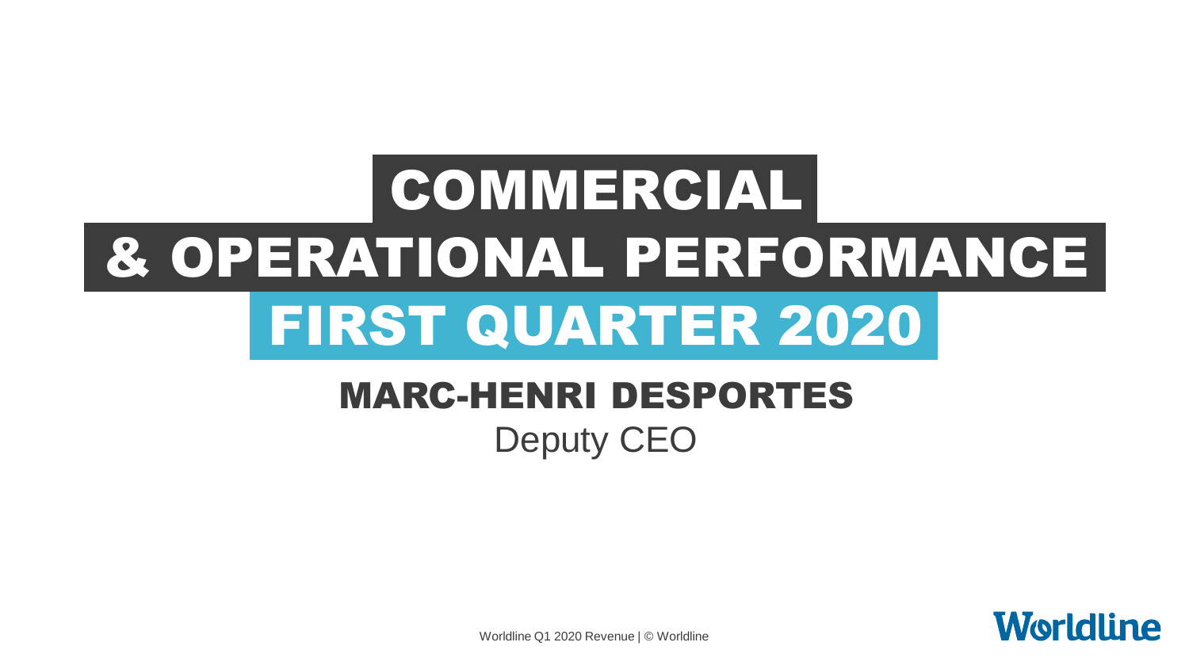# COMMERCIAL & OPERATIONAL PERFORMANCE
# FIRST QUARTER 2020

**MARC-HENRI DESPORTES**

Deputy CEO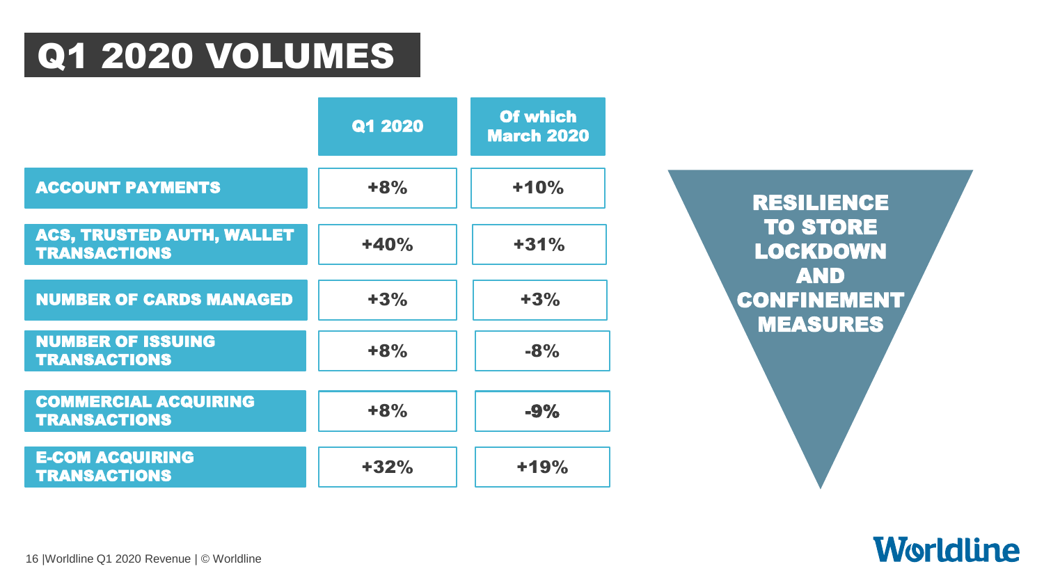# Q1 2020 VOLUMES

| | Q1 2020 | Of which March 2020 |
|---|---|---|
| ACCOUNT PAYMENTS | +8% | +10% |
| ACS, TRUSTED AUTH, WALLET TRANSACTIONS | +40% | +31% |
| NUMBER OF CARDS MANAGED | +3% | +3% |
| NUMBER OF ISSUING TRANSACTIONS | +8% | -8% |
| COMMERCIAL ACQUIRING TRANSACTIONS | +8% | -9% |
| E-COM ACQUIRING TRANSACTIONS | +32% | +19% |

**RESILIENCE TO STORE LOCKDOWN AND CONFINEMENT MEASURES**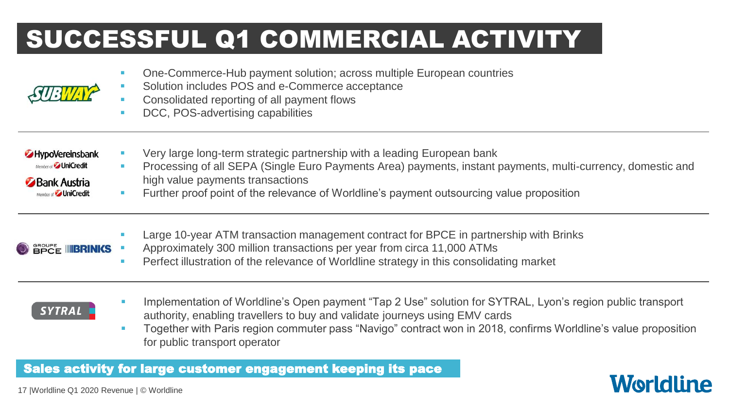# SUCCESSFUL Q1 COMMERCIAL ACTIVITY

**SUBWAY**

- One-Commerce-Hub payment solution; across multiple European countries
- Solution includes POS and e-Commerce acceptance
- Consolidated reporting of all payment flows
- DCC, POS-advertising capabilities

---

**HypoVereinsbank** (Member of UniCredit) / **Bank Austria** (Member of UniCredit)

- Very large long-term strategic partnership with a leading European bank
- Processing of all SEPA (Single Euro Payments Area) payments, instant payments, multi-currency, domestic and high value payments transactions
- Further proof point of the relevance of Worldline's payment outsourcing value proposition

---

**GROUPE BPCE / BRINKS**

- Large 10-year ATM transaction management contract for BPCE in partnership with Brinks
- Approximately 300 million transactions per year from circa 11,000 ATMs
- Perfect illustration of the relevance of Worldline strategy in this consolidating market

---

**SYTRAL**

- Implementation of Worldline's Open payment "Tap 2 Use" solution for SYTRAL, Lyon's region public transport authority, enabling travellers to buy and validate journeys using EMV cards
- Together with Paris region commuter pass "Navigo" contract won in 2018, confirms Worldline's value proposition for public transport operator

**Sales activity for large customer engagement keeping its pace**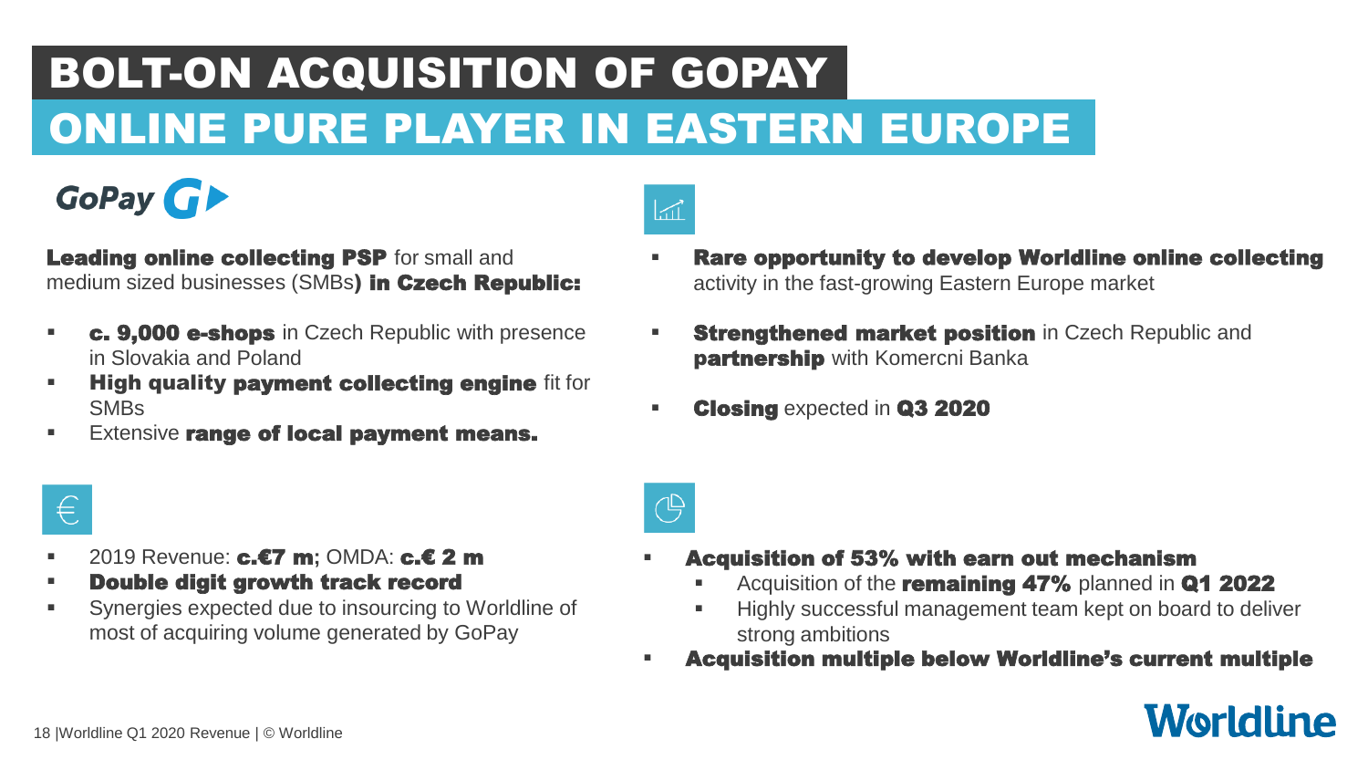# BOLT-ON ACQUISITION OF GOPAY

## ONLINE PURE PLAYER IN EASTERN EUROPE

GoPay

**Leading online collecting PSP** for small and medium sized businesses (SMBs**) in Czech Republic:**

- **c. 9,000 e-shops** in Czech Republic with presence in Slovakia and Poland
- **High quality payment collecting engine** fit for SMBs
- Extensive **range of local payment means.**

- 2019 Revenue: **c.€7 m**; OMDA: **c.€ 2 m**
- **Double digit growth track record**
- Synergies expected due to insourcing to Worldline of most of acquiring volume generated by GoPay

- **Rare opportunity to develop Worldline online collecting** activity in the fast-growing Eastern Europe market
- **Strengthened market position** in Czech Republic and **partnership** with Komercni Banka
- **Closing** expected in **Q3 2020**

- **Acquisition of 53% with earn out mechanism**
  - Acquisition of the **remaining 47%** planned in **Q1 2022**
  - Highly successful management team kept on board to deliver strong ambitions
- **Acquisition multiple below Worldline's current multiple**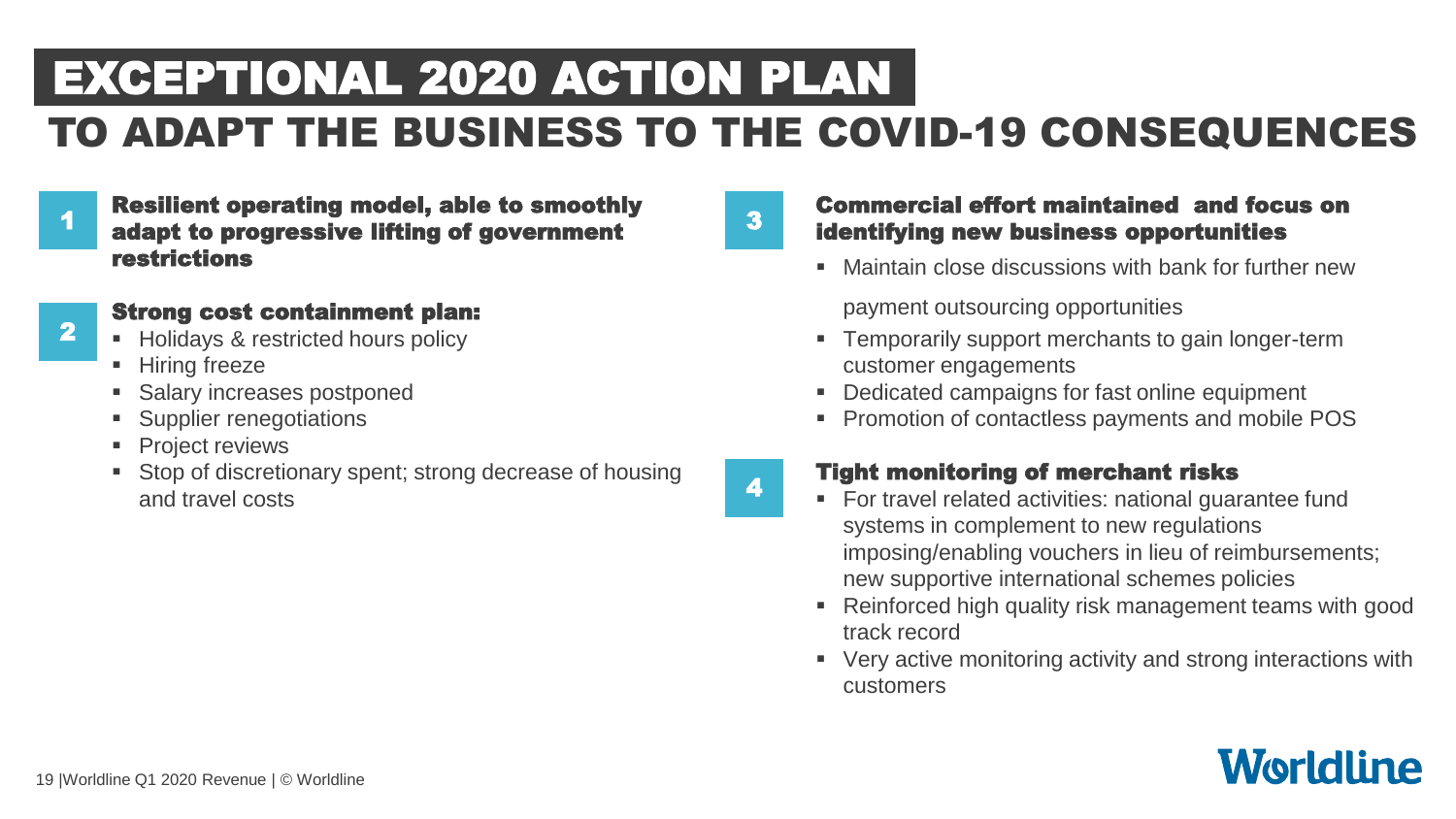# EXCEPTIONAL 2020 ACTION PLAN

## TO ADAPT THE BUSINESS TO THE COVID-19 CONSEQUENCES

### 1 Resilient operating model, able to smoothly adapt to progressive lifting of government restrictions

### 2 Strong cost containment plan:

- Holidays & restricted hours policy
- Hiring freeze
- Salary increases postponed
- Supplier renegotiations
- Project reviews
- Stop of discretionary spent; strong decrease of housing and travel costs

### 3 Commercial effort maintained and focus on identifying new business opportunities

- Maintain close discussions with bank for further new payment outsourcing opportunities
- Temporarily support merchants to gain longer-term customer engagements
- Dedicated campaigns for fast online equipment
- Promotion of contactless payments and mobile POS

### 4 Tight monitoring of merchant risks

- For travel related activities: national guarantee fund systems in complement to new regulations imposing/enabling vouchers in lieu of reimbursements; new supportive international schemes policies
- Reinforced high quality risk management teams with good track record
- Very active monitoring activity and strong interactions with customers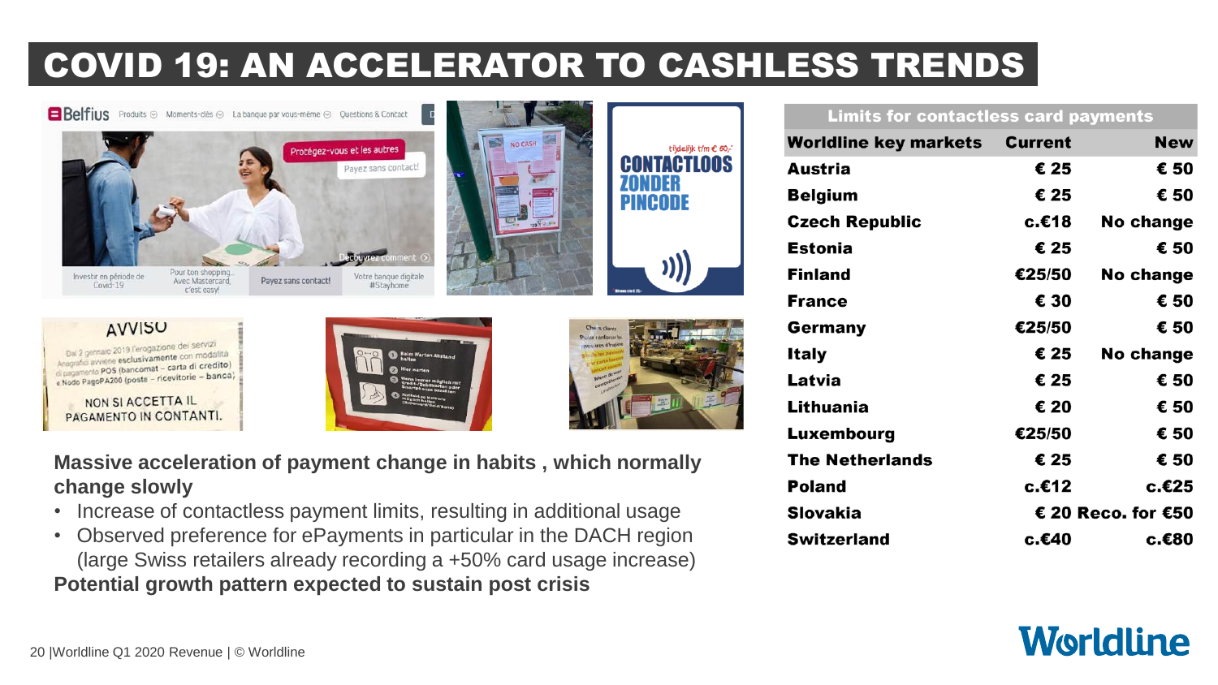# COVID 19: AN ACCELERATOR TO CASHLESS TRENDS

**Massive acceleration of payment change in habits , which normally change slowly**

- Increase of contactless payment limits, resulting in additional usage
- Observed preference for ePayments in particular in the DACH region (large Swiss retailers already recording a +50% card usage increase)

**Potential growth pattern expected to sustain post crisis**

| Limits for contactless card payments | | |
|---|---|---|
| **Worldline key markets** | **Current** | **New** |
| **Austria** | **€ 25** | **€ 50** |
| **Belgium** | **€ 25** | **€ 50** |
| **Czech Republic** | **c.€18** | **No change** |
| **Estonia** | **€ 25** | **€ 50** |
| **Finland** | **€25/50** | **No change** |
| **France** | **€ 30** | **€ 50** |
| **Germany** | **€25/50** | **€ 50** |
| **Italy** | **€ 25** | **No change** |
| **Latvia** | **€ 25** | **€ 50** |
| **Lithuania** | **€ 20** | **€ 50** |
| **Luxembourg** | **€25/50** | **€ 50** |
| **The Netherlands** | **€ 25** | **€ 50** |
| **Poland** | **c.€12** | **c.€25** |
| **Slovakia** | **€ 20 Reco. for €50** | |
| **Switzerland** | **c.€40** | **c.€80** |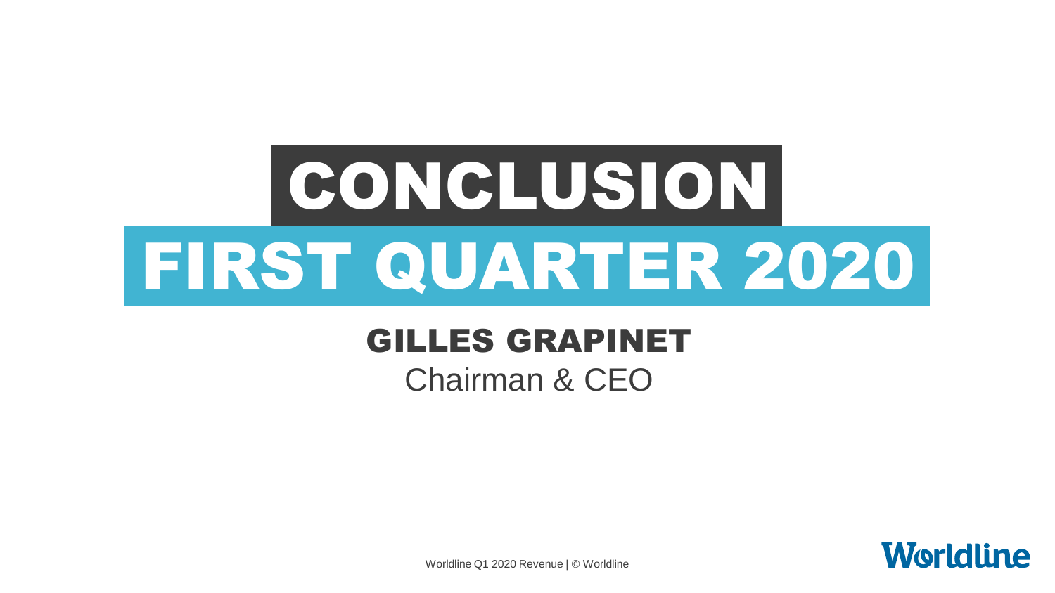# CONCLUSION

# FIRST QUARTER 2020

## GILLES GRAPINET

Chairman & CEO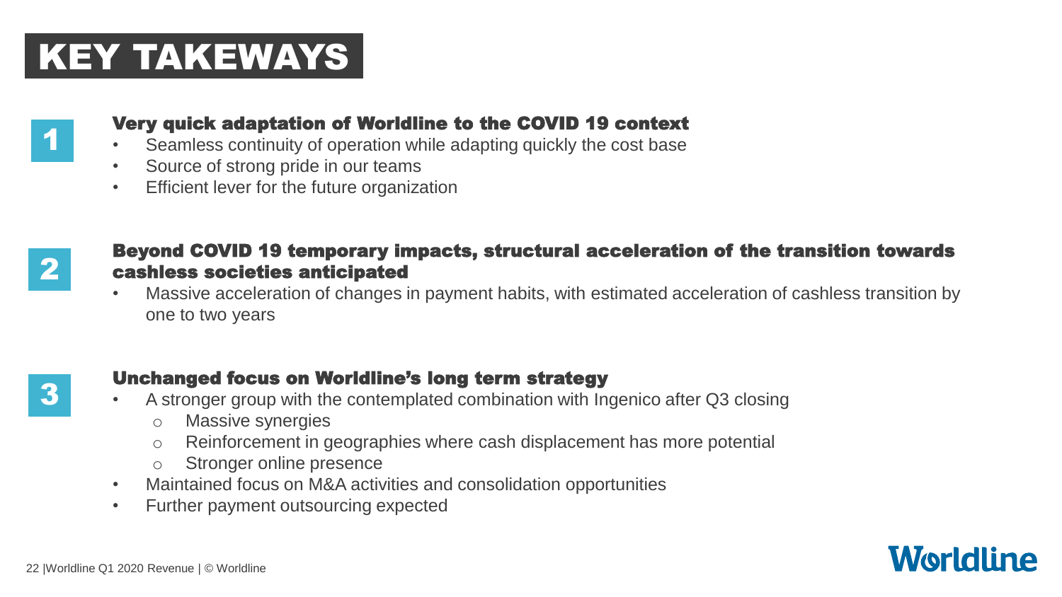# KEY TAKEWAYS

## 1 Very quick adaptation of Worldline to the COVID 19 context

- Seamless continuity of operation while adapting quickly the cost base
- Source of strong pride in our teams
- Efficient lever for the future organization

## 2 Beyond COVID 19 temporary impacts, structural acceleration of the transition towards cashless societies anticipated

- Massive acceleration of changes in payment habits, with estimated acceleration of cashless transition by one to two years

## 3 Unchanged focus on Worldline's long term strategy

- A stronger group with the contemplated combination with Ingenico after Q3 closing
  - Massive synergies
  - Reinforcement in geographies where cash displacement has more potential
  - Stronger online presence
- Maintained focus on M&A activities and consolidation opportunities
- Further payment outsourcing expected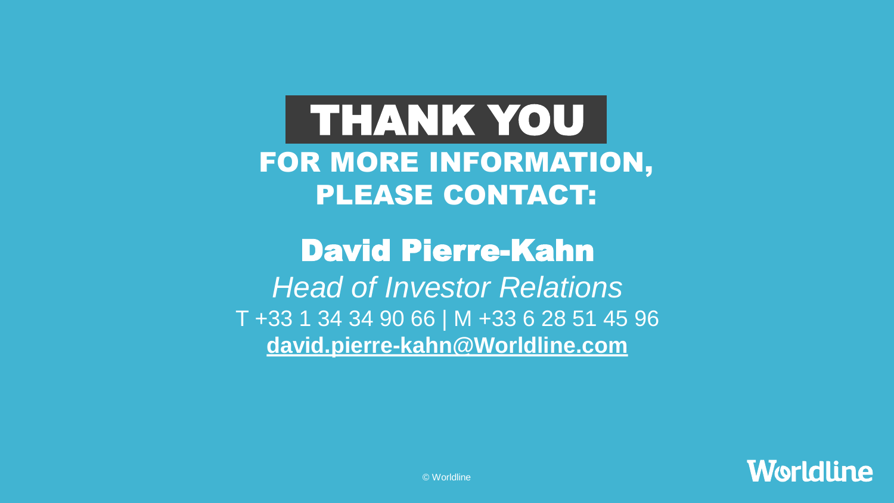# THANK YOU

## FOR MORE INFORMATION, PLEASE CONTACT:

## David Pierre-Kahn

*Head of Investor Relations*

T +33 1 34 34 90 66 | M +33 6 28 51 45 96

**david.pierre-kahn@Worldline.com**

© Worldline

Worldline